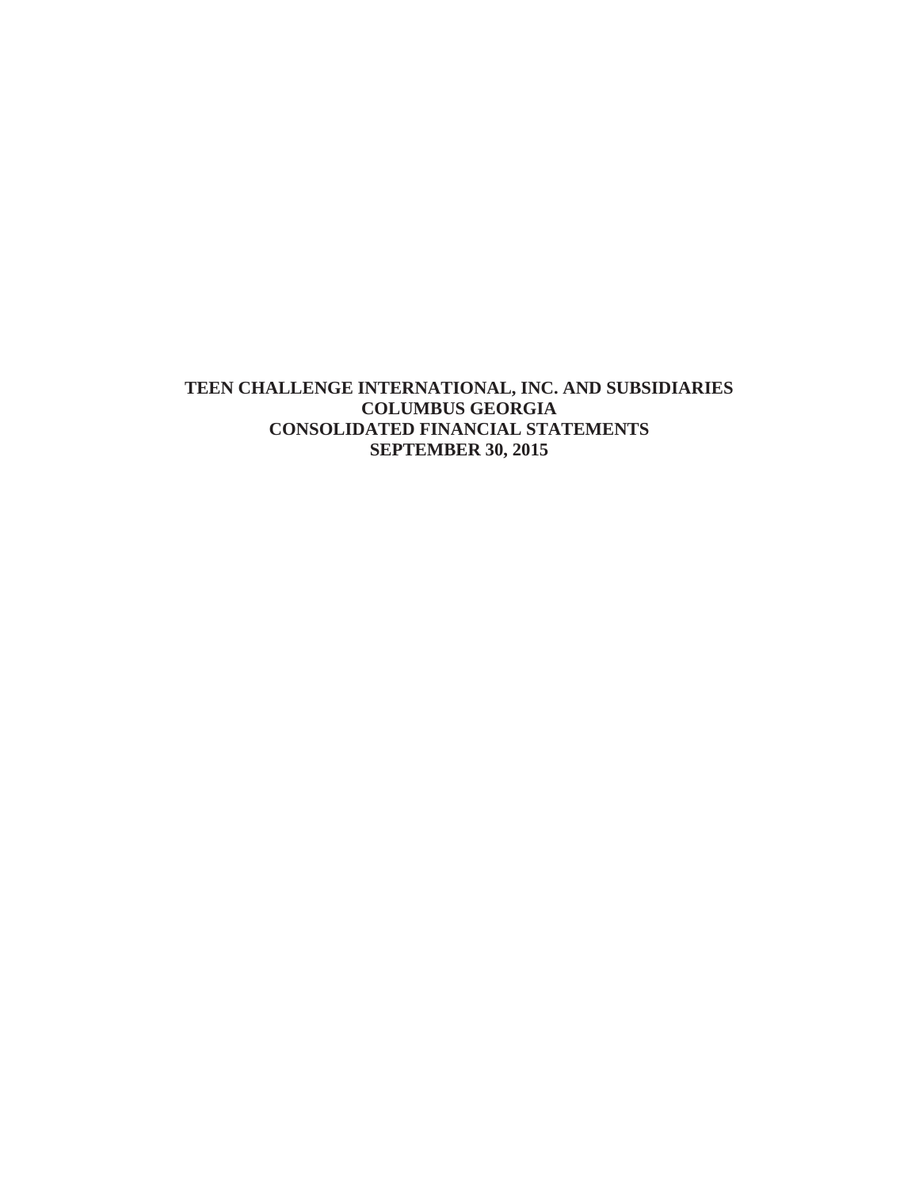# TEEN CHALLENGE INTERNATIONAL, INC. AND SUBSIDIARIES
# COLUMBUS GEORGIA
# CONSOLIDATED FINANCIAL STATEMENTS
# SEPTEMBER 30, 2015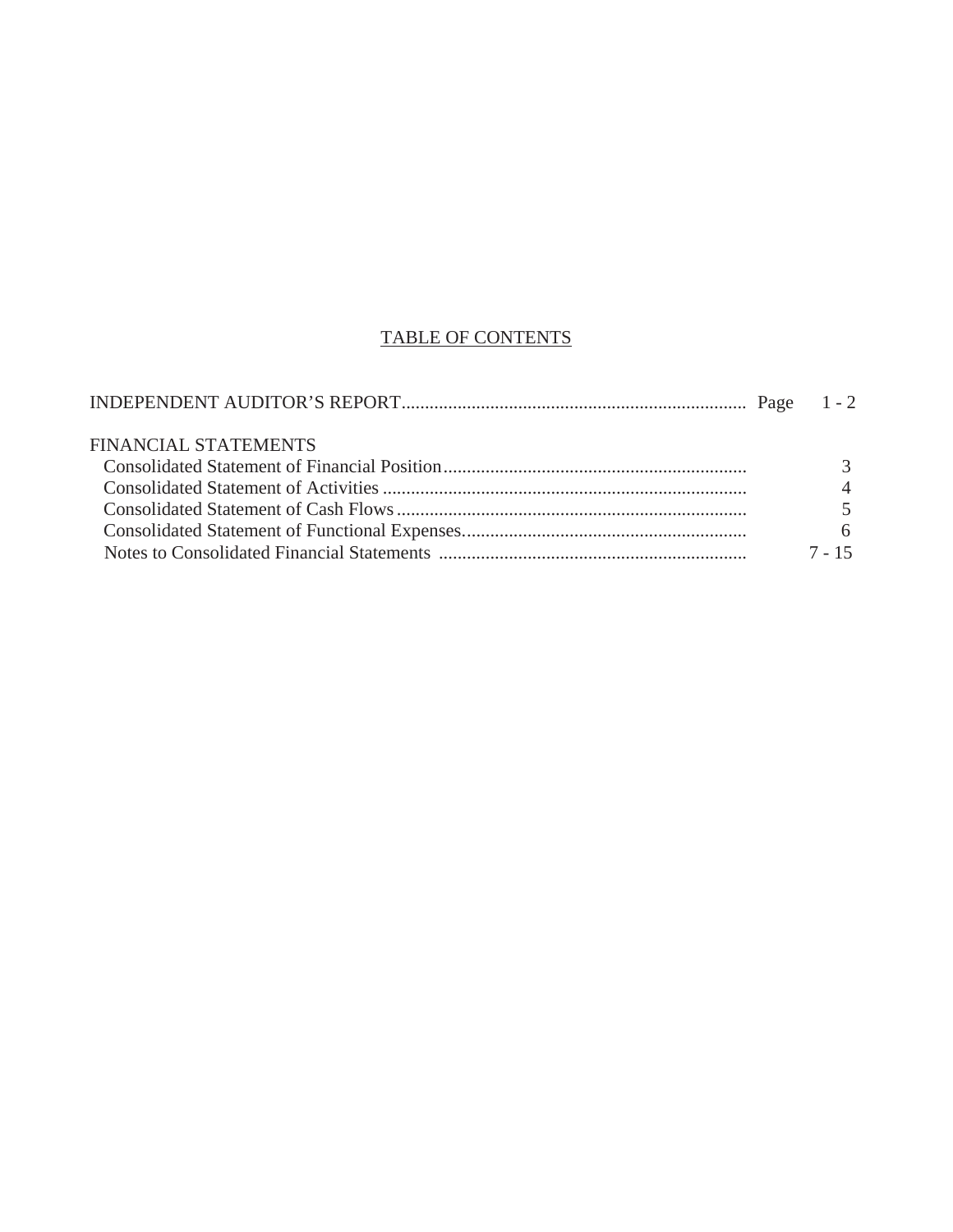# TABLE OF CONTENTS

| | |
|---|---|
| INDEPENDENT AUDITOR'S REPORT | Page 1 - 2 |
| FINANCIAL STATEMENTS | |
| Consolidated Statement of Financial Position | 3 |
| Consolidated Statement of Activities | 4 |
| Consolidated Statement of Cash Flows | 5 |
| Consolidated Statement of Functional Expenses | 6 |
| Notes to Consolidated Financial Statements | 7 - 15 |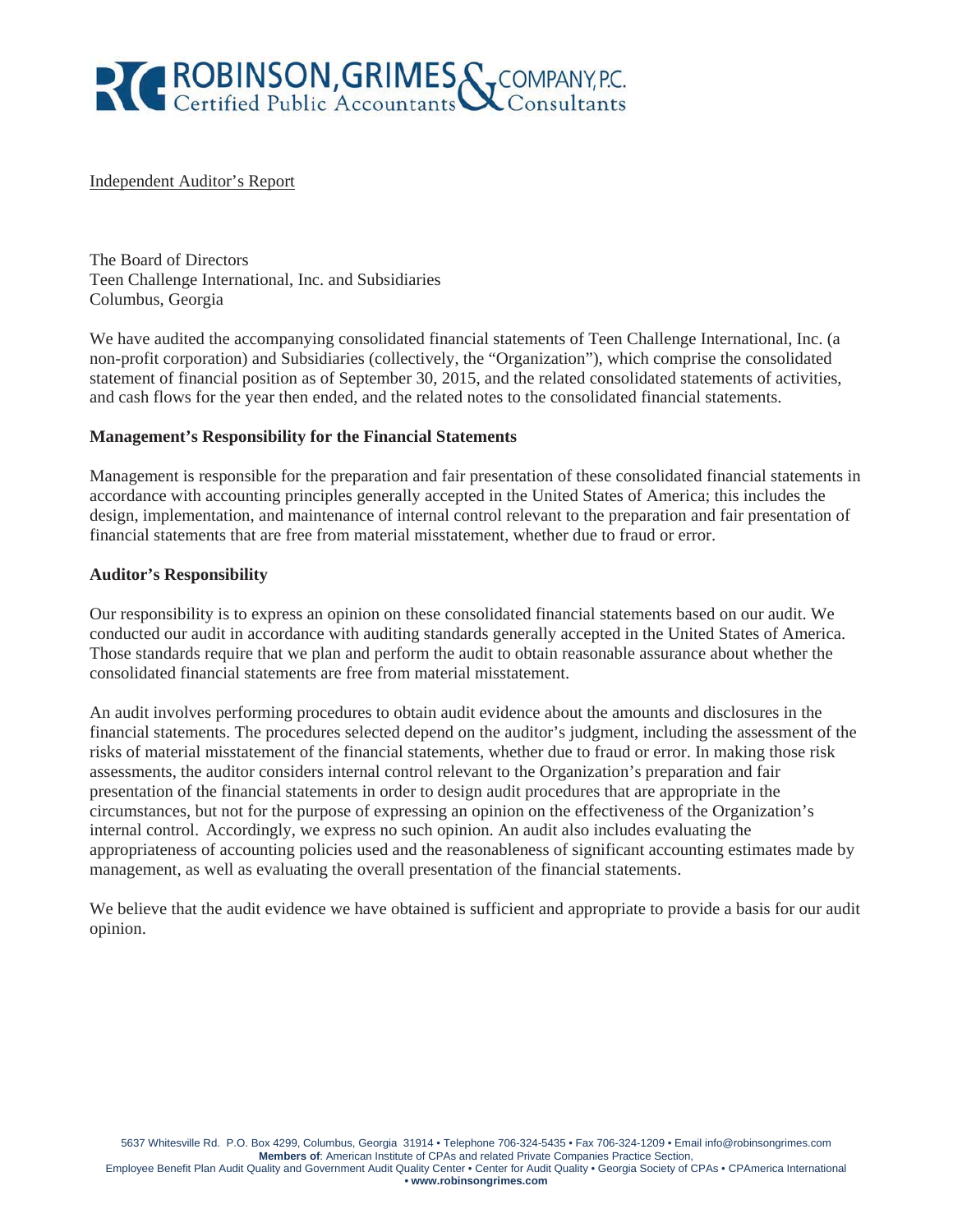ROBINSON, GRIMES & COMPANY, P.C.
Certified Public Accountants Consultants

Independent Auditor's Report

The Board of Directors
Teen Challenge International, Inc. and Subsidiaries
Columbus, Georgia

We have audited the accompanying consolidated financial statements of Teen Challenge International, Inc. (a non-profit corporation) and Subsidiaries (collectively, the "Organization"), which comprise the consolidated statement of financial position as of September 30, 2015, and the related consolidated statements of activities, and cash flows for the year then ended, and the related notes to the consolidated financial statements.

**Management's Responsibility for the Financial Statements**

Management is responsible for the preparation and fair presentation of these consolidated financial statements in accordance with accounting principles generally accepted in the United States of America; this includes the design, implementation, and maintenance of internal control relevant to the preparation and fair presentation of financial statements that are free from material misstatement, whether due to fraud or error.

**Auditor's Responsibility**

Our responsibility is to express an opinion on these consolidated financial statements based on our audit. We conducted our audit in accordance with auditing standards generally accepted in the United States of America. Those standards require that we plan and perform the audit to obtain reasonable assurance about whether the consolidated financial statements are free from material misstatement.

An audit involves performing procedures to obtain audit evidence about the amounts and disclosures in the financial statements. The procedures selected depend on the auditor's judgment, including the assessment of the risks of material misstatement of the financial statements, whether due to fraud or error. In making those risk assessments, the auditor considers internal control relevant to the Organization's preparation and fair presentation of the financial statements in order to design audit procedures that are appropriate in the circumstances, but not for the purpose of expressing an opinion on the effectiveness of the Organization's internal control. Accordingly, we express no such opinion. An audit also includes evaluating the appropriateness of accounting policies used and the reasonableness of significant accounting estimates made by management, as well as evaluating the overall presentation of the financial statements.

We believe that the audit evidence we have obtained is sufficient and appropriate to provide a basis for our audit opinion.

5637 Whitesville Rd. P.O. Box 4299, Columbus, Georgia 31914 • Telephone 706-324-5435 • Fax 706-324-1209 • Email info@robinsongrimes.com
**Members of**: American Institute of CPAs and related Private Companies Practice Section,
Employee Benefit Plan Audit Quality and Government Audit Quality Center • Center for Audit Quality • Georgia Society of CPAs • CPAmerica International
**• www.robinsongrimes.com**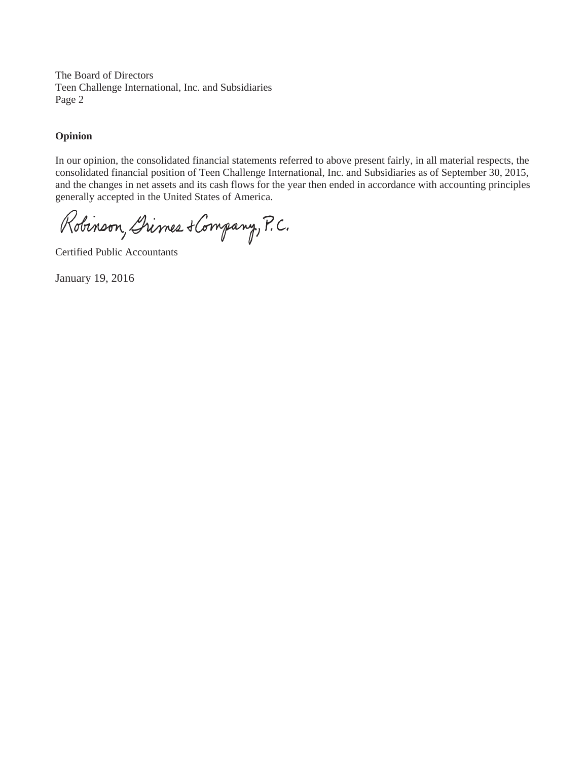The Board of Directors
Teen Challenge International, Inc. and Subsidiaries
Page 2

**Opinion**

In our opinion, the consolidated financial statements referred to above present fairly, in all material respects, the consolidated financial position of Teen Challenge International, Inc. and Subsidiaries as of September 30, 2015, and the changes in net assets and its cash flows for the year then ended in accordance with accounting principles generally accepted in the United States of America.

Robinson, Grimes & Company, P.C.

Certified Public Accountants

January 19, 2016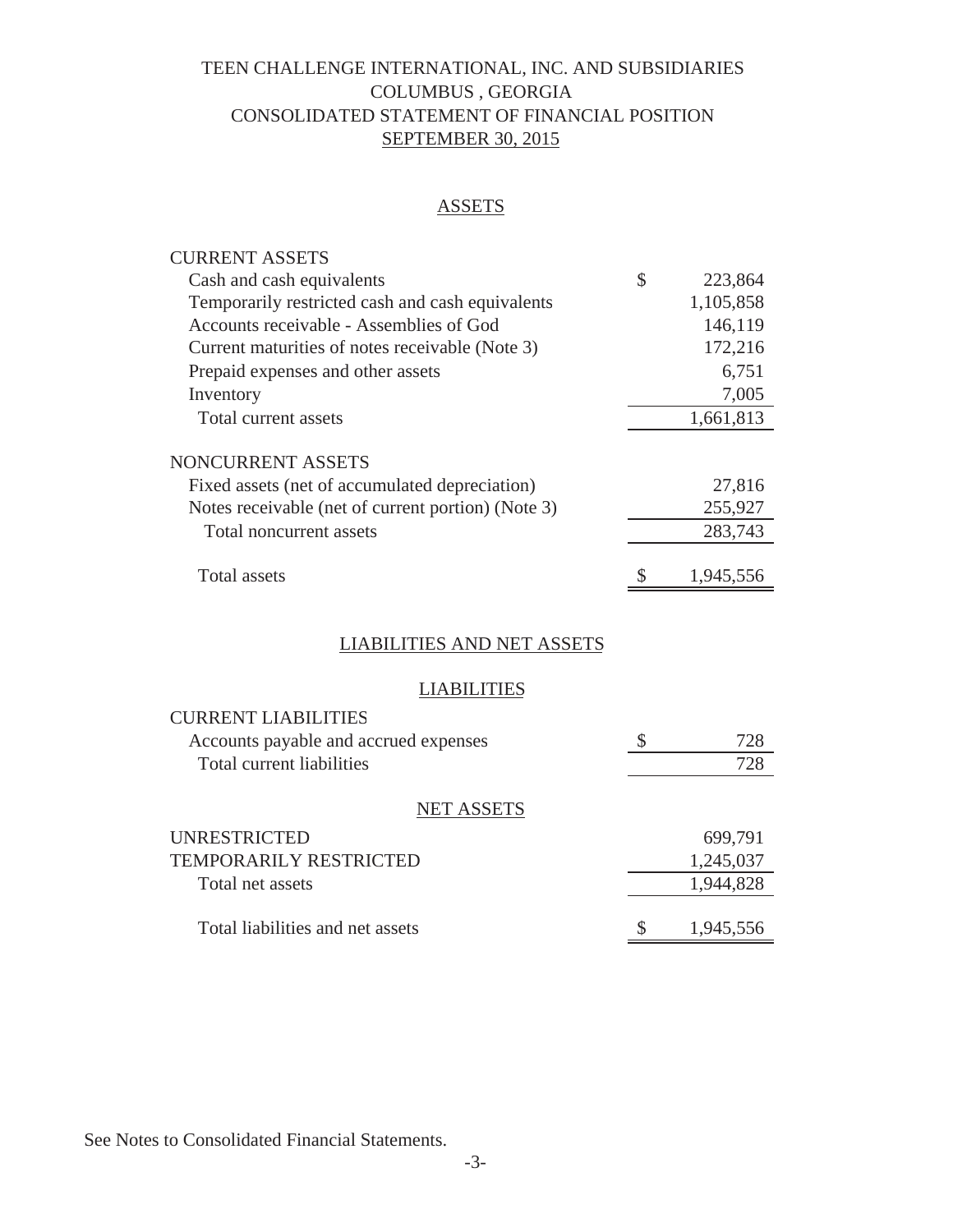# TEEN CHALLENGE INTERNATIONAL, INC. AND SUBSIDIARIES
## COLUMBUS , GEORGIA
## CONSOLIDATED STATEMENT OF FINANCIAL POSITION
## SEPTEMBER 30, 2015

### ASSETS

| | | |
|---|---|---|
| **CURRENT ASSETS** | | |
| Cash and cash equivalents | $ | 223,864 |
| Temporarily restricted cash and cash equivalents | | 1,105,858 |
| Accounts receivable - Assemblies of God | | 146,119 |
| Current maturities of notes receivable (Note 3) | | 172,216 |
| Prepaid expenses and other assets | | 6,751 |
| Inventory | | 7,005 |
| Total current assets | | 1,661,813 |
| **NONCURRENT ASSETS** | | |
| Fixed assets (net of accumulated depreciation) | | 27,816 |
| Notes receivable (net of current portion) (Note 3) | | 255,927 |
| Total noncurrent assets | | 283,743 |
| Total assets | $ | 1,945,556 |

### LIABILITIES AND NET ASSETS

#### LIABILITIES

| | | |
|---|---|---|
| **CURRENT LIABILITIES** | | |
| Accounts payable and accrued expenses | $ | 728 |
| Total current liabilities | | 728 |

#### NET ASSETS

| | | |
|---|---|---|
| UNRESTRICTED | | 699,791 |
| TEMPORARILY RESTRICTED | | 1,245,037 |
| Total net assets | | 1,944,828 |
| Total liabilities and net assets | $ | 1,945,556 |

See Notes to Consolidated Financial Statements.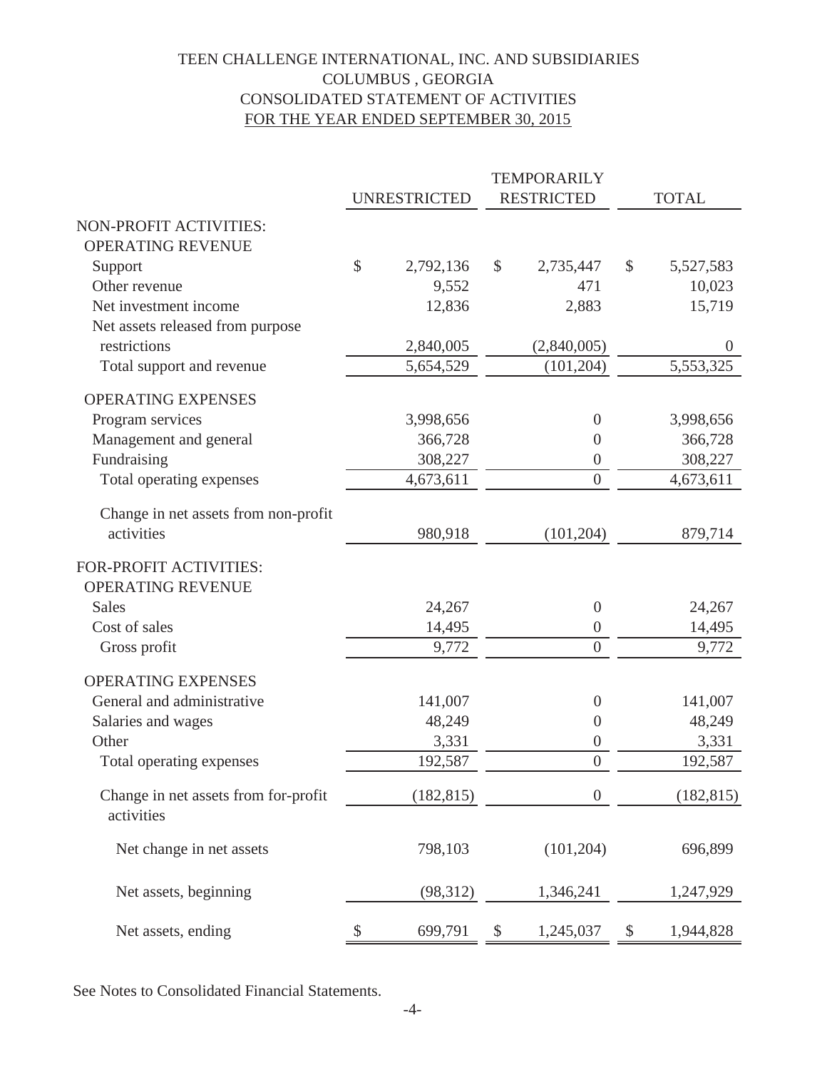# TEEN CHALLENGE INTERNATIONAL, INC. AND SUBSIDIARIES
## COLUMBUS , GEORGIA
## CONSOLIDATED STATEMENT OF ACTIVITIES
## FOR THE YEAR ENDED SEPTEMBER 30, 2015

| | UNRESTRICTED | TEMPORARILY RESTRICTED | TOTAL |
|---|---|---|---|
| NON-PROFIT ACTIVITIES: | | | |
| OPERATING REVENUE | | | |
| Support | $ 2,792,136 | $ 2,735,447 | $ 5,527,583 |
| Other revenue | 9,552 | 471 | 10,023 |
| Net investment income | 12,836 | 2,883 | 15,719 |
| Net assets released from purpose restrictions | 2,840,005 | (2,840,005) | 0 |
| Total support and revenue | 5,654,529 | (101,204) | 5,553,325 |
| OPERATING EXPENSES | | | |
| Program services | 3,998,656 | 0 | 3,998,656 |
| Management and general | 366,728 | 0 | 366,728 |
| Fundraising | 308,227 | 0 | 308,227 |
| Total operating expenses | 4,673,611 | 0 | 4,673,611 |
| Change in net assets from non-profit activities | 980,918 | (101,204) | 879,714 |
| FOR-PROFIT ACTIVITIES: | | | |
| OPERATING REVENUE | | | |
| Sales | 24,267 | 0 | 24,267 |
| Cost of sales | 14,495 | 0 | 14,495 |
| Gross profit | 9,772 | 0 | 9,772 |
| OPERATING EXPENSES | | | |
| General and administrative | 141,007 | 0 | 141,007 |
| Salaries and wages | 48,249 | 0 | 48,249 |
| Other | 3,331 | 0 | 3,331 |
| Total operating expenses | 192,587 | 0 | 192,587 |
| Change in net assets from for-profit activities | (182,815) | 0 | (182,815) |
| Net change in net assets | 798,103 | (101,204) | 696,899 |
| Net assets, beginning | (98,312) | 1,346,241 | 1,247,929 |
| Net assets, ending | $ 699,791 | $ 1,245,037 | $ 1,944,828 |

See Notes to Consolidated Financial Statements.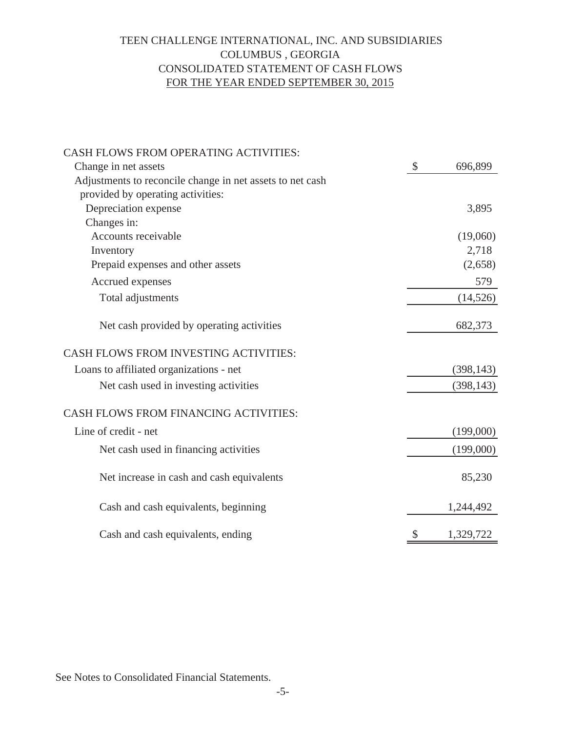# TEEN CHALLENGE INTERNATIONAL, INC. AND SUBSIDIARIES
## COLUMBUS , GEORGIA
## CONSOLIDATED STATEMENT OF CASH FLOWS
## FOR THE YEAR ENDED SEPTEMBER 30, 2015

| | |
|---|---|
| **CASH FLOWS FROM OPERATING ACTIVITIES:** | |
| Change in net assets | $ 696,899 |
| Adjustments to reconcile change in net assets to net cash provided by operating activities: | |
| Depreciation expense | 3,895 |
| Changes in: | |
| Accounts receivable | (19,060) |
| Inventory | 2,718 |
| Prepaid expenses and other assets | (2,658) |
| Accrued expenses | 579 |
| Total adjustments | (14,526) |
| Net cash provided by operating activities | 682,373 |
| **CASH FLOWS FROM INVESTING ACTIVITIES:** | |
| Loans to affiliated organizations - net | (398,143) |
| Net cash used in investing activities | (398,143) |
| **CASH FLOWS FROM FINANCING ACTIVITIES:** | |
| Line of credit - net | (199,000) |
| Net cash used in financing activities | (199,000) |
| Net increase in cash and cash equivalents | 85,230 |
| Cash and cash equivalents, beginning | 1,244,492 |
| Cash and cash equivalents, ending | $ 1,329,722 |

See Notes to Consolidated Financial Statements.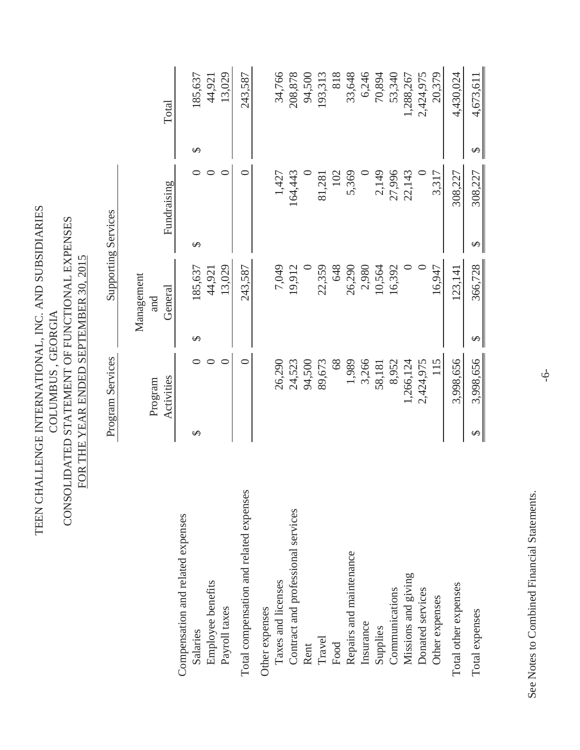# TEEN CHALLENGE INTERNATIONAL, INC. AND SUBSIDIARIES
## COLUMBUS, GEORGIA
## CONSOLIDATED STATEMENT OF FUNCTIONAL EXPENSES
## FOR THE YEAR ENDED SEPTEMBER 30, 2015

| | Program Services | Supporting Services | | |
|---|---|---|---|---|
| | Program Activities | Management and General | Fundraising | Total |
| **Compensation and related expenses** | | | | |
| Salaries | $ 0 | $ 185,637 | $ 0 | $ 185,637 |
| Employee benefits | 0 | 44,921 | 0 | 44,921 |
| Payroll taxes | 0 | 13,029 | 0 | 13,029 |
| Total compensation and related expenses | 0 | 243,587 | 0 | 243,587 |
| **Other expenses** | | | | |
| Taxes and licenses | 26,290 | 7,049 | 1,427 | 34,766 |
| Contract and professional services | 24,523 | 19,912 | 164,443 | 208,878 |
| Rent | 94,500 | 0 | 0 | 94,500 |
| Travel | 89,673 | 22,359 | 81,281 | 193,313 |
| Food | 68 | 648 | 102 | 818 |
| Repairs and maintenance | 1,989 | 26,290 | 5,369 | 33,648 |
| Insurance | 3,266 | 2,980 | 0 | 6,246 |
| Supplies | 58,181 | 10,564 | 2,149 | 70,894 |
| Communications | 8,952 | 16,392 | 27,996 | 53,340 |
| Missions and giving | 1,266,124 | 0 | 22,143 | 1,288,267 |
| Donated services | 2,424,975 | 0 | 0 | 2,424,975 |
| Other expenses | 115 | 16,947 | 3,317 | 20,379 |
| Total other expenses | 3,998,656 | 123,141 | 308,227 | 4,430,024 |
| Total expenses | $ 3,998,656 | $ 366,728 | $ 308,227 | $ 4,673,611 |

See Notes to Combined Financial Statements.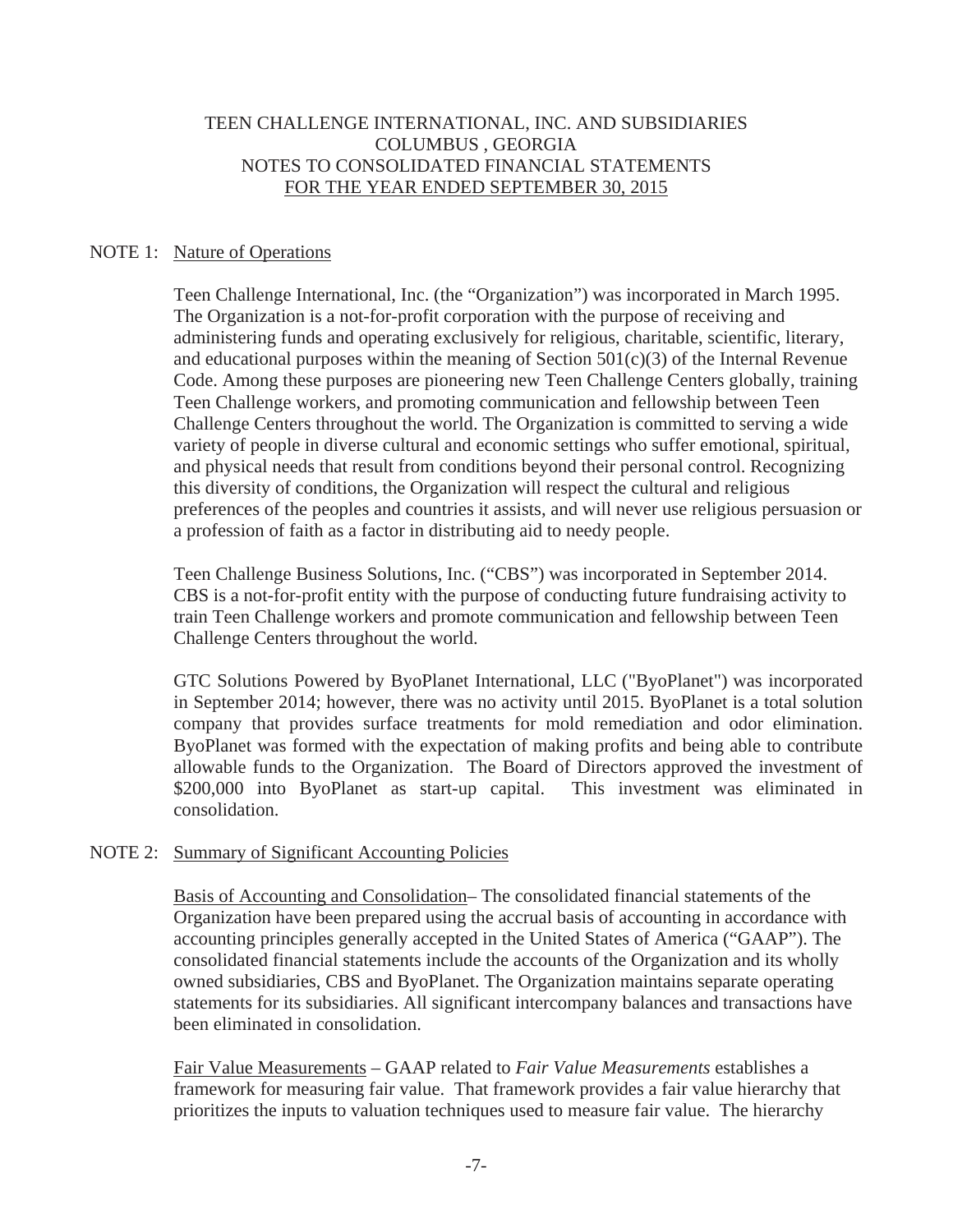TEEN CHALLENGE INTERNATIONAL, INC. AND SUBSIDIARIES
COLUMBUS , GEORGIA
NOTES TO CONSOLIDATED FINANCIAL STATEMENTS
FOR THE YEAR ENDED SEPTEMBER 30, 2015

NOTE 1: Nature of Operations

Teen Challenge International, Inc. (the "Organization") was incorporated in March 1995. The Organization is a not-for-profit corporation with the purpose of receiving and administering funds and operating exclusively for religious, charitable, scientific, literary, and educational purposes within the meaning of Section 501(c)(3) of the Internal Revenue Code. Among these purposes are pioneering new Teen Challenge Centers globally, training Teen Challenge workers, and promoting communication and fellowship between Teen Challenge Centers throughout the world. The Organization is committed to serving a wide variety of people in diverse cultural and economic settings who suffer emotional, spiritual, and physical needs that result from conditions beyond their personal control. Recognizing this diversity of conditions, the Organization will respect the cultural and religious preferences of the peoples and countries it assists, and will never use religious persuasion or a profession of faith as a factor in distributing aid to needy people.

Teen Challenge Business Solutions, Inc. ("CBS") was incorporated in September 2014. CBS is a not-for-profit entity with the purpose of conducting future fundraising activity to train Teen Challenge workers and promote communication and fellowship between Teen Challenge Centers throughout the world.

GTC Solutions Powered by ByoPlanet International, LLC ("ByoPlanet") was incorporated in September 2014; however, there was no activity until 2015. ByoPlanet is a total solution company that provides surface treatments for mold remediation and odor elimination. ByoPlanet was formed with the expectation of making profits and being able to contribute allowable funds to the Organization. The Board of Directors approved the investment of $200,000 into ByoPlanet as start-up capital. This investment was eliminated in consolidation.

NOTE 2: Summary of Significant Accounting Policies

Basis of Accounting and Consolidation– The consolidated financial statements of the Organization have been prepared using the accrual basis of accounting in accordance with accounting principles generally accepted in the United States of America ("GAAP"). The consolidated financial statements include the accounts of the Organization and its wholly owned subsidiaries, CBS and ByoPlanet. The Organization maintains separate operating statements for its subsidiaries. All significant intercompany balances and transactions have been eliminated in consolidation.

Fair Value Measurements – GAAP related to *Fair Value Measurements* establishes a framework for measuring fair value. That framework provides a fair value hierarchy that prioritizes the inputs to valuation techniques used to measure fair value. The hierarchy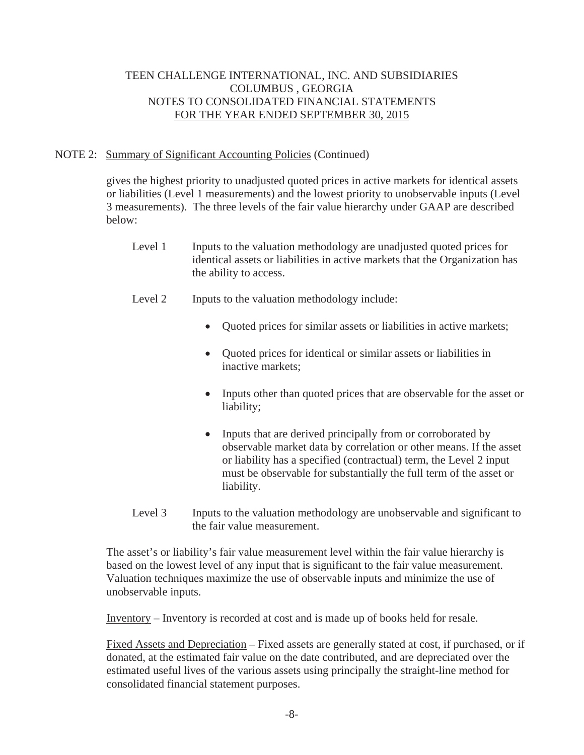TEEN CHALLENGE INTERNATIONAL, INC. AND SUBSIDIARIES
COLUMBUS , GEORGIA
NOTES TO CONSOLIDATED FINANCIAL STATEMENTS
FOR THE YEAR ENDED SEPTEMBER 30, 2015

NOTE 2: Summary of Significant Accounting Policies (Continued)

gives the highest priority to unadjusted quoted prices in active markets for identical assets or liabilities (Level 1 measurements) and the lowest priority to unobservable inputs (Level 3 measurements). The three levels of the fair value hierarchy under GAAP are described below:

Level 1 Inputs to the valuation methodology are unadjusted quoted prices for identical assets or liabilities in active markets that the Organization has the ability to access.

Level 2 Inputs to the valuation methodology include:

- Quoted prices for similar assets or liabilities in active markets;
- Quoted prices for identical or similar assets or liabilities in inactive markets;
- Inputs other than quoted prices that are observable for the asset or liability;
- Inputs that are derived principally from or corroborated by observable market data by correlation or other means. If the asset or liability has a specified (contractual) term, the Level 2 input must be observable for substantially the full term of the asset or liability.

Level 3 Inputs to the valuation methodology are unobservable and significant to the fair value measurement.

The asset's or liability's fair value measurement level within the fair value hierarchy is based on the lowest level of any input that is significant to the fair value measurement. Valuation techniques maximize the use of observable inputs and minimize the use of unobservable inputs.

Inventory – Inventory is recorded at cost and is made up of books held for resale.

Fixed Assets and Depreciation – Fixed assets are generally stated at cost, if purchased, or if donated, at the estimated fair value on the date contributed, and are depreciated over the estimated useful lives of the various assets using principally the straight-line method for consolidated financial statement purposes.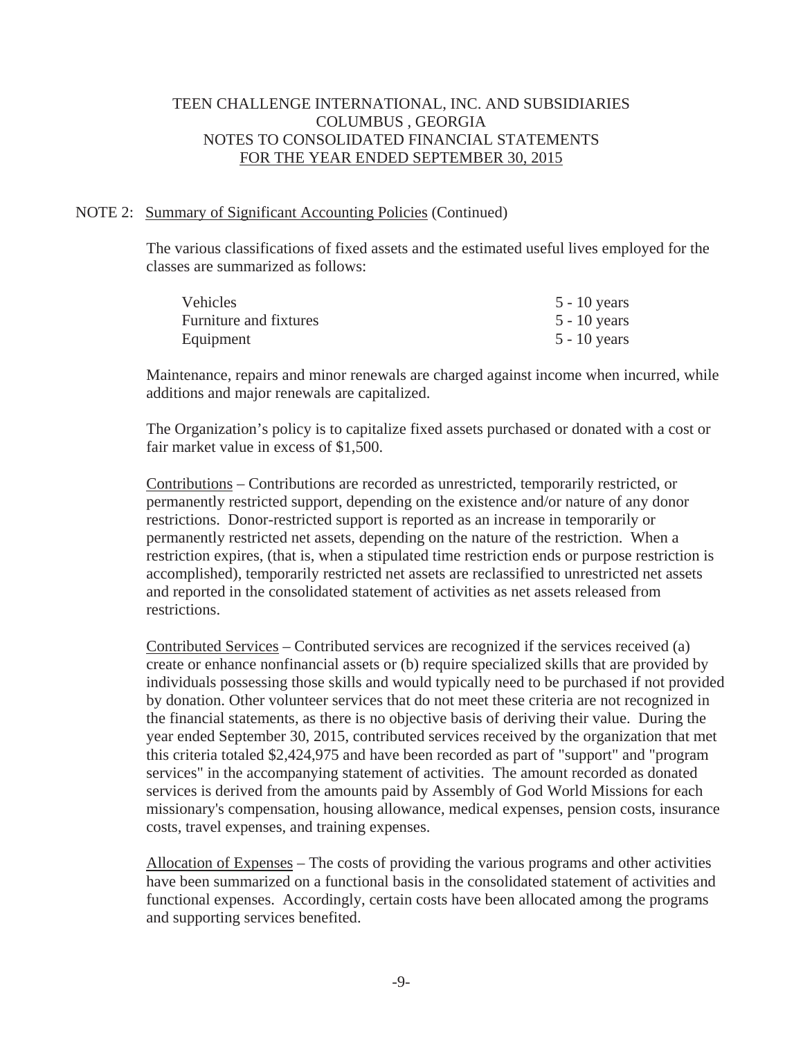# TEEN CHALLENGE INTERNATIONAL, INC. AND SUBSIDIARIES
## COLUMBUS , GEORGIA
## NOTES TO CONSOLIDATED FINANCIAL STATEMENTS
## FOR THE YEAR ENDED SEPTEMBER 30, 2015

NOTE 2: Summary of Significant Accounting Policies (Continued)

The various classifications of fixed assets and the estimated useful lives employed for the classes are summarized as follows:

| | |
|---|---|
| Vehicles | 5 - 10 years |
| Furniture and fixtures | 5 - 10 years |
| Equipment | 5 - 10 years |

Maintenance, repairs and minor renewals are charged against income when incurred, while additions and major renewals are capitalized.

The Organization's policy is to capitalize fixed assets purchased or donated with a cost or fair market value in excess of $1,500.

Contributions – Contributions are recorded as unrestricted, temporarily restricted, or permanently restricted support, depending on the existence and/or nature of any donor restrictions. Donor-restricted support is reported as an increase in temporarily or permanently restricted net assets, depending on the nature of the restriction. When a restriction expires, (that is, when a stipulated time restriction ends or purpose restriction is accomplished), temporarily restricted net assets are reclassified to unrestricted net assets and reported in the consolidated statement of activities as net assets released from restrictions.

Contributed Services – Contributed services are recognized if the services received (a) create or enhance nonfinancial assets or (b) require specialized skills that are provided by individuals possessing those skills and would typically need to be purchased if not provided by donation. Other volunteer services that do not meet these criteria are not recognized in the financial statements, as there is no objective basis of deriving their value. During the year ended September 30, 2015, contributed services received by the organization that met this criteria totaled $2,424,975 and have been recorded as part of "support" and "program services" in the accompanying statement of activities. The amount recorded as donated services is derived from the amounts paid by Assembly of God World Missions for each missionary's compensation, housing allowance, medical expenses, pension costs, insurance costs, travel expenses, and training expenses.

Allocation of Expenses – The costs of providing the various programs and other activities have been summarized on a functional basis in the consolidated statement of activities and functional expenses. Accordingly, certain costs have been allocated among the programs and supporting services benefited.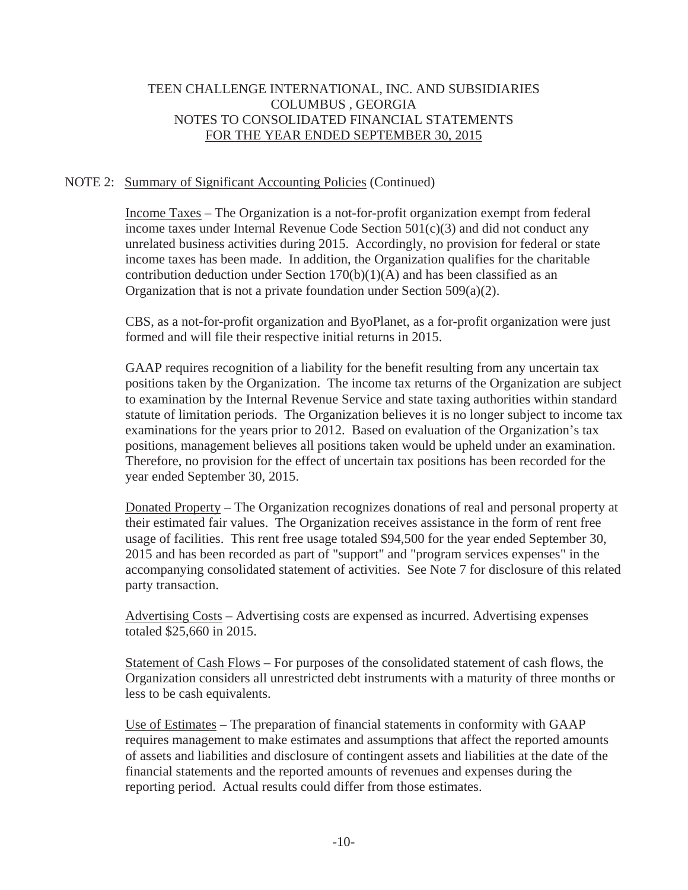# TEEN CHALLENGE INTERNATIONAL, INC. AND SUBSIDIARIES
## COLUMBUS , GEORGIA
## NOTES TO CONSOLIDATED FINANCIAL STATEMENTS
## FOR THE YEAR ENDED SEPTEMBER 30, 2015

NOTE 2: Summary of Significant Accounting Policies (Continued)

Income Taxes – The Organization is a not-for-profit organization exempt from federal income taxes under Internal Revenue Code Section 501(c)(3) and did not conduct any unrelated business activities during 2015. Accordingly, no provision for federal or state income taxes has been made. In addition, the Organization qualifies for the charitable contribution deduction under Section 170(b)(1)(A) and has been classified as an Organization that is not a private foundation under Section 509(a)(2).

CBS, as a not-for-profit organization and ByoPlanet, as a for-profit organization were just formed and will file their respective initial returns in 2015.

GAAP requires recognition of a liability for the benefit resulting from any uncertain tax positions taken by the Organization. The income tax returns of the Organization are subject to examination by the Internal Revenue Service and state taxing authorities within standard statute of limitation periods. The Organization believes it is no longer subject to income tax examinations for the years prior to 2012. Based on evaluation of the Organization's tax positions, management believes all positions taken would be upheld under an examination. Therefore, no provision for the effect of uncertain tax positions has been recorded for the year ended September 30, 2015.

Donated Property – The Organization recognizes donations of real and personal property at their estimated fair values. The Organization receives assistance in the form of rent free usage of facilities. This rent free usage totaled $94,500 for the year ended September 30, 2015 and has been recorded as part of "support" and "program services expenses" in the accompanying consolidated statement of activities. See Note 7 for disclosure of this related party transaction.

Advertising Costs – Advertising costs are expensed as incurred. Advertising expenses totaled $25,660 in 2015.

Statement of Cash Flows – For purposes of the consolidated statement of cash flows, the Organization considers all unrestricted debt instruments with a maturity of three months or less to be cash equivalents.

Use of Estimates – The preparation of financial statements in conformity with GAAP requires management to make estimates and assumptions that affect the reported amounts of assets and liabilities and disclosure of contingent assets and liabilities at the date of the financial statements and the reported amounts of revenues and expenses during the reporting period. Actual results could differ from those estimates.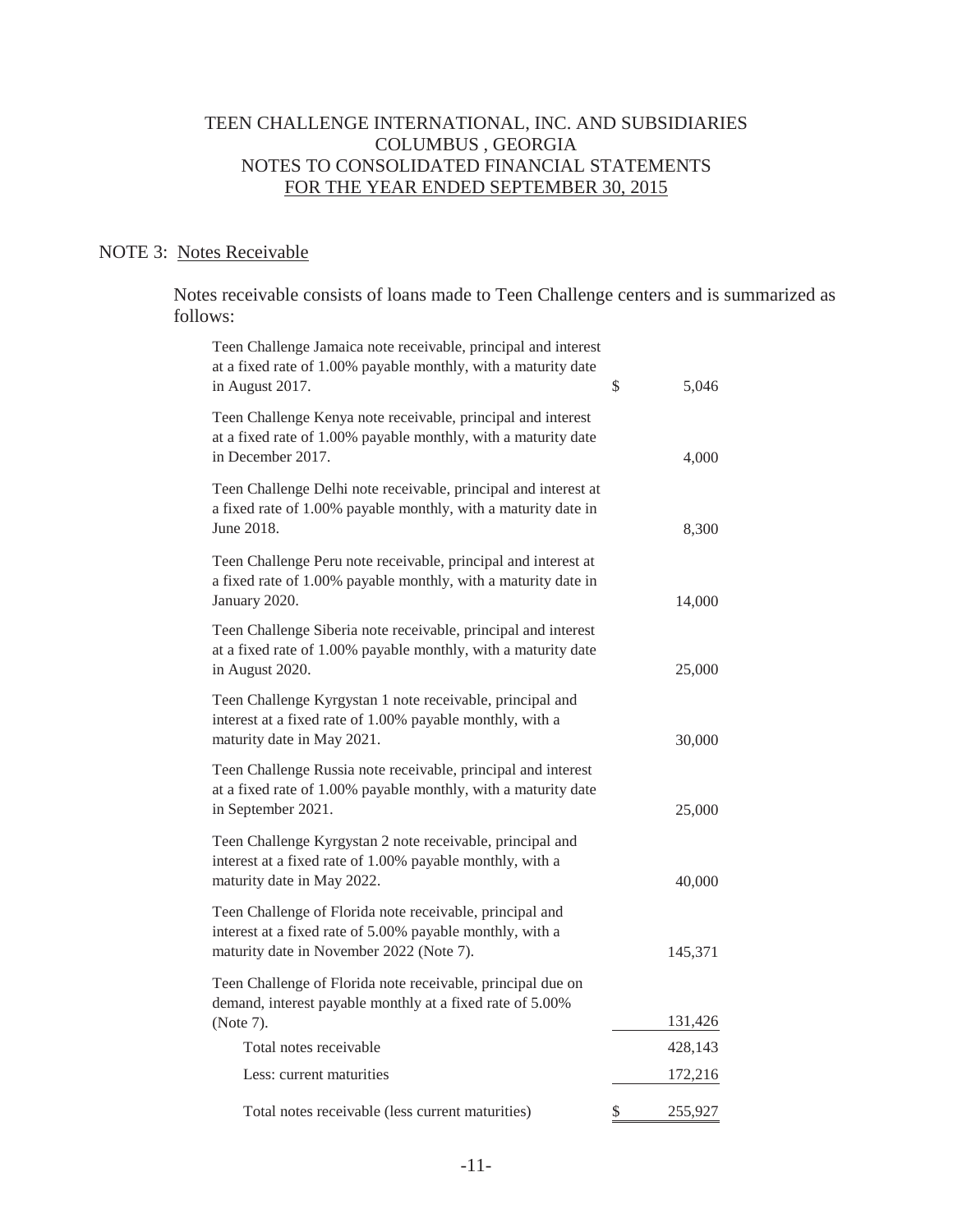# TEEN CHALLENGE INTERNATIONAL, INC. AND SUBSIDIARIES
## COLUMBUS , GEORGIA
## NOTES TO CONSOLIDATED FINANCIAL STATEMENTS
## FOR THE YEAR ENDED SEPTEMBER 30, 2015

## NOTE 3: Notes Receivable

Notes receivable consists of loans made to Teen Challenge centers and is summarized as follows:

| | |
|---|---|
| Teen Challenge Jamaica note receivable, principal and interest at a fixed rate of 1.00% payable monthly, with a maturity date in August 2017. | $ 5,046 |
| Teen Challenge Kenya note receivable, principal and interest at a fixed rate of 1.00% payable monthly, with a maturity date in December 2017. | 4,000 |
| Teen Challenge Delhi note receivable, principal and interest at a fixed rate of 1.00% payable monthly, with a maturity date in June 2018. | 8,300 |
| Teen Challenge Peru note receivable, principal and interest at a fixed rate of 1.00% payable monthly, with a maturity date in January 2020. | 14,000 |
| Teen Challenge Siberia note receivable, principal and interest at a fixed rate of 1.00% payable monthly, with a maturity date in August 2020. | 25,000 |
| Teen Challenge Kyrgystan 1 note receivable, principal and interest at a fixed rate of 1.00% payable monthly, with a maturity date in May 2021. | 30,000 |
| Teen Challenge Russia note receivable, principal and interest at a fixed rate of 1.00% payable monthly, with a maturity date in September 2021. | 25,000 |
| Teen Challenge Kyrgystan 2 note receivable, principal and interest at a fixed rate of 1.00% payable monthly, with a maturity date in May 2022. | 40,000 |
| Teen Challenge of Florida note receivable, principal and interest at a fixed rate of 5.00% payable monthly, with a maturity date in November 2022 (Note 7). | 145,371 |
| Teen Challenge of Florida note receivable, principal due on demand, interest payable monthly at a fixed rate of 5.00% (Note 7). | 131,426 |
| Total notes receivable | 428,143 |
| Less: current maturities | 172,216 |
| Total notes receivable (less current maturities) | $ 255,927 |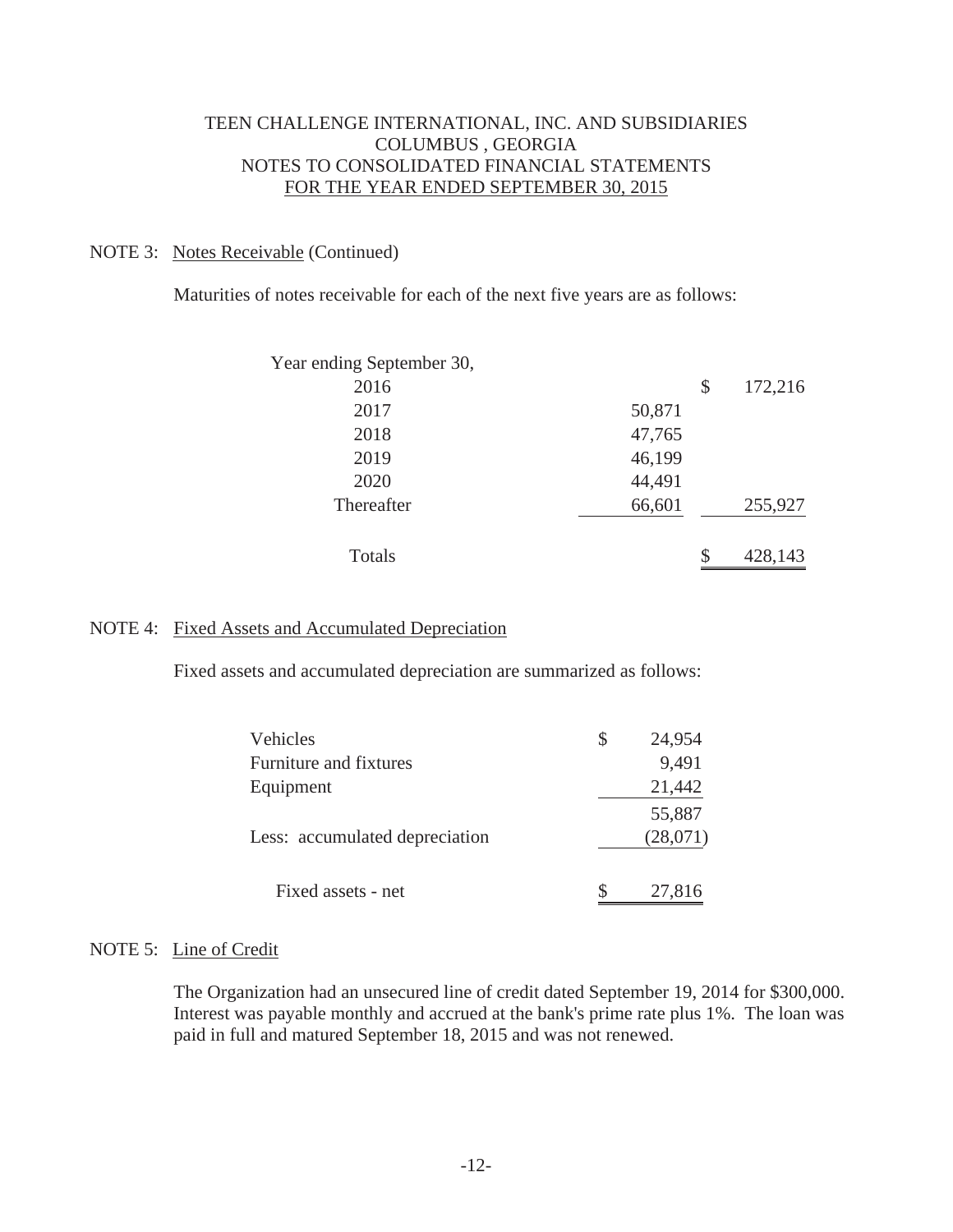TEEN CHALLENGE INTERNATIONAL, INC. AND SUBSIDIARIES
COLUMBUS , GEORGIA
NOTES TO CONSOLIDATED FINANCIAL STATEMENTS
FOR THE YEAR ENDED SEPTEMBER 30, 2015

## NOTE 3: Notes Receivable (Continued)

Maturities of notes receivable for each of the next five years are as follows:

| Year ending September 30, | | |
|---|---|---|
| 2016 | | $ 172,216 |
| 2017 | 50,871 | |
| 2018 | 47,765 | |
| 2019 | 46,199 | |
| 2020 | 44,491 | |
| Thereafter | 66,601 | 255,927 |
| Totals | | $ 428,143 |

## NOTE 4: Fixed Assets and Accumulated Depreciation

Fixed assets and accumulated depreciation are summarized as follows:

| | |
|---|---|
| Vehicles | $ 24,954 |
| Furniture and fixtures | 9,491 |
| Equipment | 21,442 |
| | 55,887 |
| Less: accumulated depreciation | (28,071) |
| Fixed assets - net | $ 27,816 |

## NOTE 5: Line of Credit

The Organization had an unsecured line of credit dated September 19, 2014 for $300,000. Interest was payable monthly and accrued at the bank's prime rate plus 1%. The loan was paid in full and matured September 18, 2015 and was not renewed.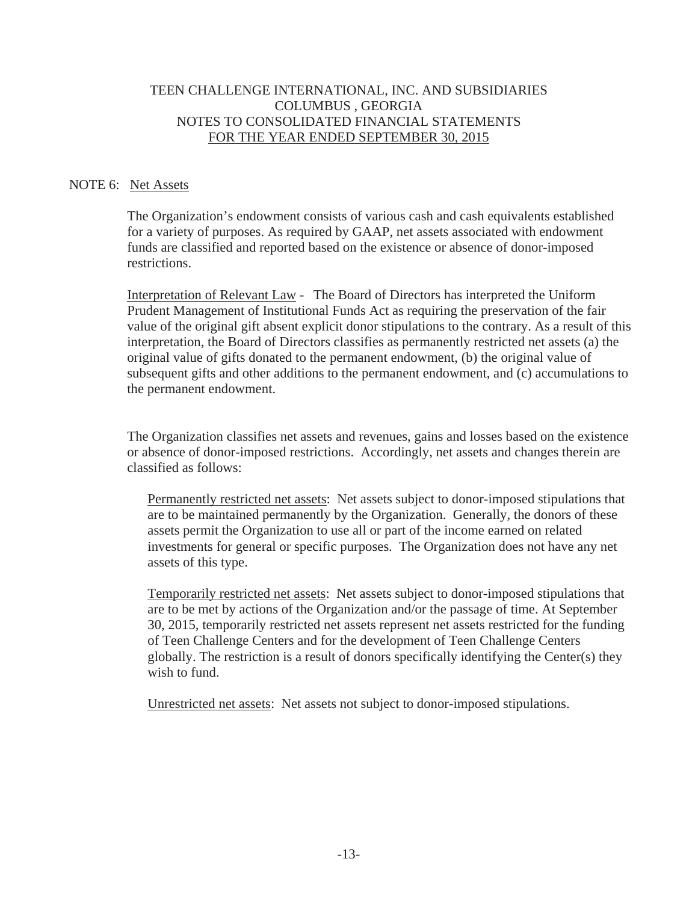TEEN CHALLENGE INTERNATIONAL, INC. AND SUBSIDIARIES
COLUMBUS , GEORGIA
NOTES TO CONSOLIDATED FINANCIAL STATEMENTS
FOR THE YEAR ENDED SEPTEMBER 30, 2015

## NOTE 6: Net Assets

The Organization's endowment consists of various cash and cash equivalents established for a variety of purposes. As required by GAAP, net assets associated with endowment funds are classified and reported based on the existence or absence of donor-imposed restrictions.

Interpretation of Relevant Law - The Board of Directors has interpreted the Uniform Prudent Management of Institutional Funds Act as requiring the preservation of the fair value of the original gift absent explicit donor stipulations to the contrary. As a result of this interpretation, the Board of Directors classifies as permanently restricted net assets (a) the original value of gifts donated to the permanent endowment, (b) the original value of subsequent gifts and other additions to the permanent endowment, and (c) accumulations to the permanent endowment.

The Organization classifies net assets and revenues, gains and losses based on the existence or absence of donor-imposed restrictions. Accordingly, net assets and changes therein are classified as follows:

Permanently restricted net assets: Net assets subject to donor-imposed stipulations that are to be maintained permanently by the Organization. Generally, the donors of these assets permit the Organization to use all or part of the income earned on related investments for general or specific purposes. The Organization does not have any net assets of this type.

Temporarily restricted net assets: Net assets subject to donor-imposed stipulations that are to be met by actions of the Organization and/or the passage of time. At September 30, 2015, temporarily restricted net assets represent net assets restricted for the funding of Teen Challenge Centers and for the development of Teen Challenge Centers globally. The restriction is a result of donors specifically identifying the Center(s) they wish to fund.

Unrestricted net assets: Net assets not subject to donor-imposed stipulations.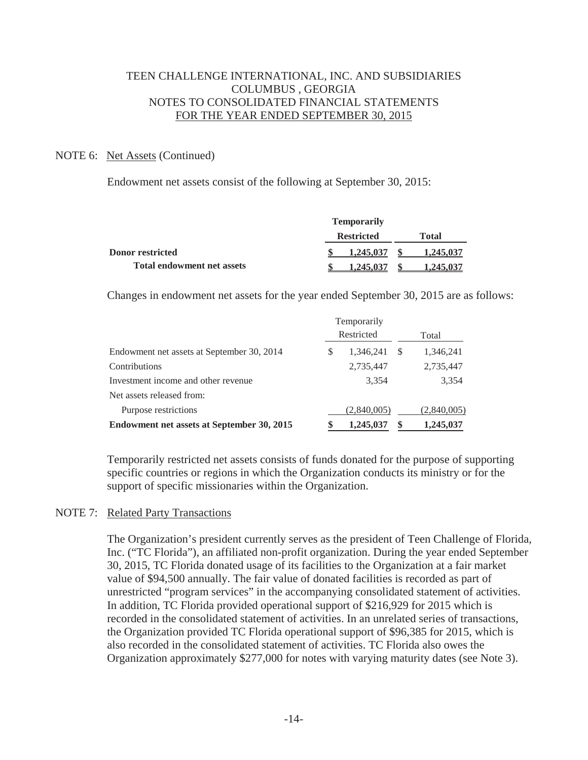TEEN CHALLENGE INTERNATIONAL, INC. AND SUBSIDIARIES
COLUMBUS , GEORGIA
NOTES TO CONSOLIDATED FINANCIAL STATEMENTS
FOR THE YEAR ENDED SEPTEMBER 30, 2015

NOTE 6: Net Assets (Continued)

Endowment net assets consist of the following at September 30, 2015:

| | Temporarily Restricted | Total |
|---|---|---|
| **Donor restricted** | **$ 1,245,037** | **$ 1,245,037** |
| **Total endowment net assets** | **$ 1,245,037** | **$ 1,245,037** |

Changes in endowment net assets for the year ended September 30, 2015 are as follows:

| | Temporarily Restricted | Total |
|---|---|---|
| Endowment net assets at September 30, 2014 | $ 1,346,241 | $ 1,346,241 |
| Contributions | 2,735,447 | 2,735,447 |
| Investment income and other revenue | 3,354 | 3,354 |
| Net assets released from: | | |
| Purpose restrictions | (2,840,005) | (2,840,005) |
| **Endowment net assets at September 30, 2015** | **$ 1,245,037** | **$ 1,245,037** |

Temporarily restricted net assets consists of funds donated for the purpose of supporting specific countries or regions in which the Organization conducts its ministry or for the support of specific missionaries within the Organization.

NOTE 7: Related Party Transactions

The Organization's president currently serves as the president of Teen Challenge of Florida, Inc. ("TC Florida"), an affiliated non-profit organization. During the year ended September 30, 2015, TC Florida donated usage of its facilities to the Organization at a fair market value of $94,500 annually. The fair value of donated facilities is recorded as part of unrestricted "program services" in the accompanying consolidated statement of activities. In addition, TC Florida provided operational support of $216,929 for 2015 which is recorded in the consolidated statement of activities. In an unrelated series of transactions, the Organization provided TC Florida operational support of $96,385 for 2015, which is also recorded in the consolidated statement of activities. TC Florida also owes the Organization approximately $277,000 for notes with varying maturity dates (see Note 3).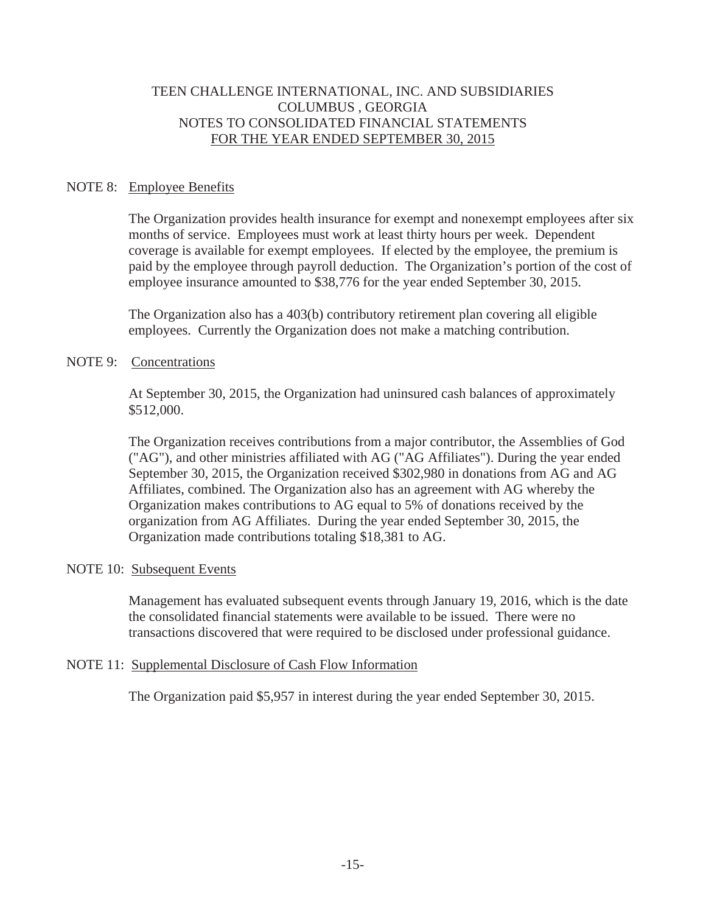TEEN CHALLENGE INTERNATIONAL, INC. AND SUBSIDIARIES
COLUMBUS , GEORGIA
NOTES TO CONSOLIDATED FINANCIAL STATEMENTS
FOR THE YEAR ENDED SEPTEMBER 30, 2015

## NOTE 8: Employee Benefits

The Organization provides health insurance for exempt and nonexempt employees after six months of service. Employees must work at least thirty hours per week. Dependent coverage is available for exempt employees. If elected by the employee, the premium is paid by the employee through payroll deduction. The Organization's portion of the cost of employee insurance amounted to $38,776 for the year ended September 30, 2015.

The Organization also has a 403(b) contributory retirement plan covering all eligible employees. Currently the Organization does not make a matching contribution.

## NOTE 9: Concentrations

At September 30, 2015, the Organization had uninsured cash balances of approximately $512,000.

The Organization receives contributions from a major contributor, the Assemblies of God ("AG"), and other ministries affiliated with AG ("AG Affiliates"). During the year ended September 30, 2015, the Organization received $302,980 in donations from AG and AG Affiliates, combined. The Organization also has an agreement with AG whereby the Organization makes contributions to AG equal to 5% of donations received by the organization from AG Affiliates. During the year ended September 30, 2015, the Organization made contributions totaling $18,381 to AG.

## NOTE 10: Subsequent Events

Management has evaluated subsequent events through January 19, 2016, which is the date the consolidated financial statements were available to be issued. There were no transactions discovered that were required to be disclosed under professional guidance.

## NOTE 11: Supplemental Disclosure of Cash Flow Information

The Organization paid $5,957 in interest during the year ended September 30, 2015.